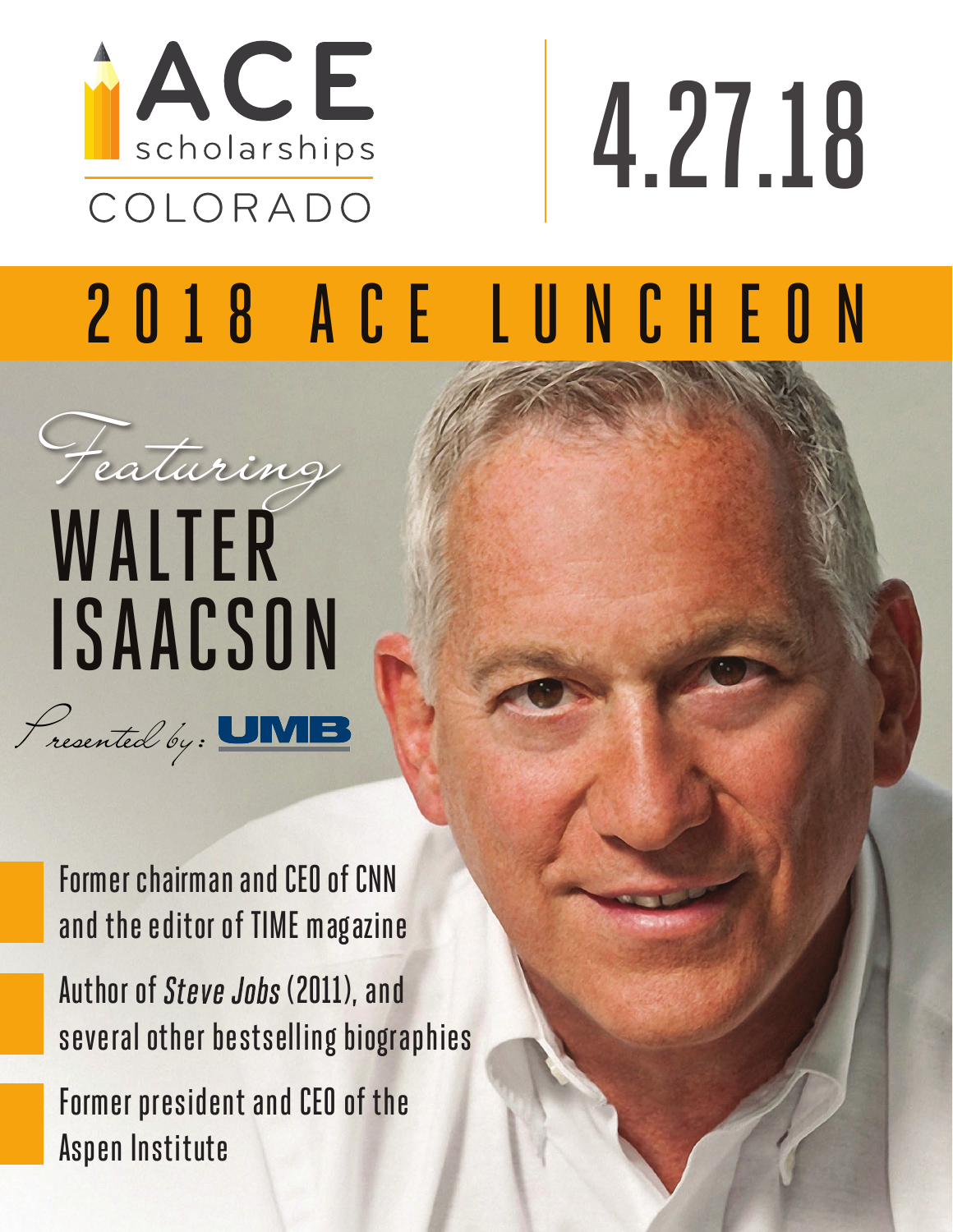ACE scholarships COLORADO

4.27.18

# 2018 ACE LUNCHEON

*Featuring*

## WALTER ISAACSON

*Presented by:* UMB

- Former chairman and CEO of CNN and the editor of TIME magazine
- Author of *Steve Jobs* (2011), and several other bestselling biographies
- Former president and CEO of the Aspen Institute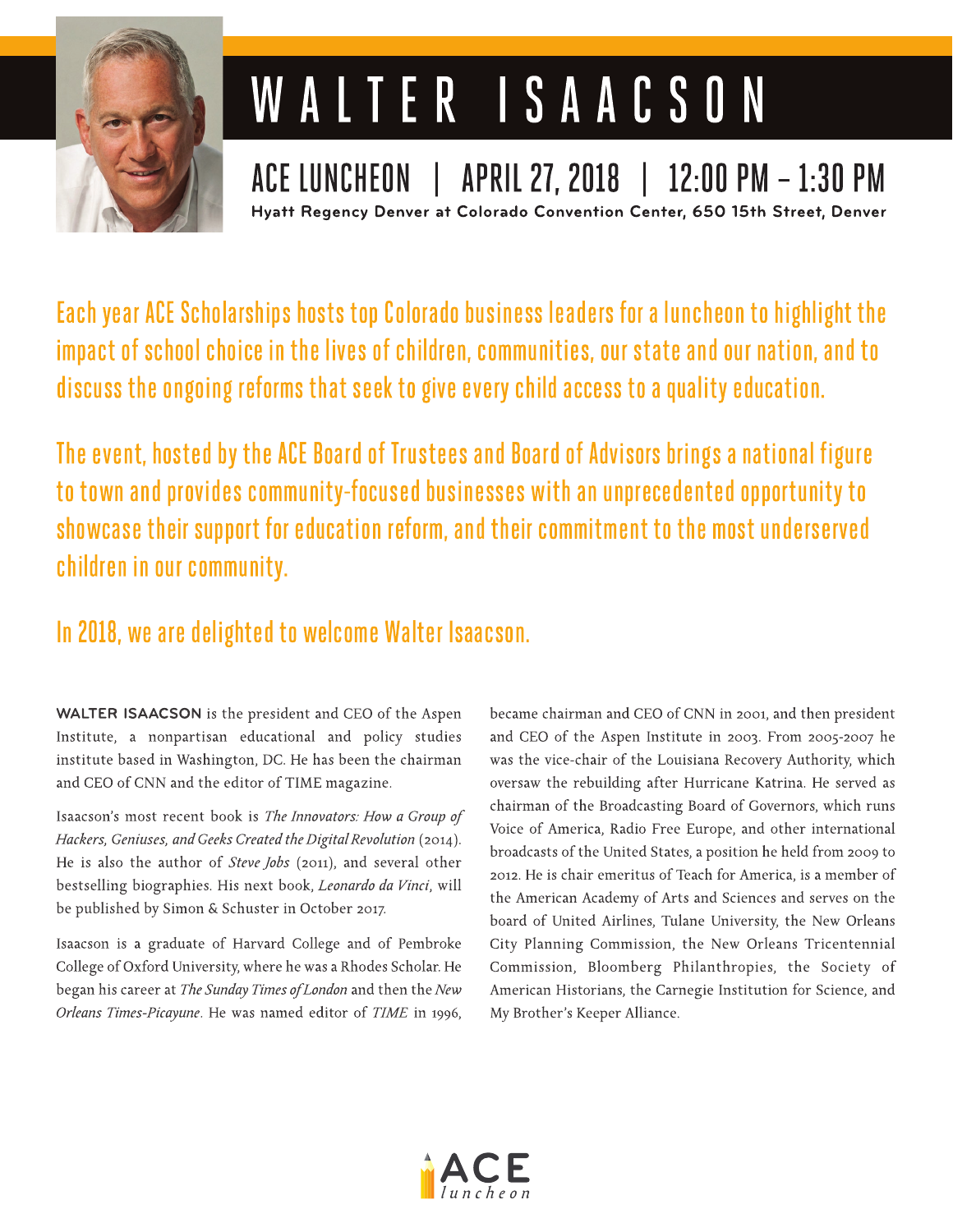# WALTER ISAACSON

## ACE LUNCHEON | APRIL 27, 2018 | 12:00 PM – 1:30 PM

**Hyatt Regency Denver at Colorado Convention Center, 650 15th Street, Denver**

Each year ACE Scholarships hosts top Colorado business leaders for a luncheon to highlight the impact of school choice in the lives of children, communities, our state and our nation, and to discuss the ongoing reforms that seek to give every child access to a quality education.

The event, hosted by the ACE Board of Trustees and Board of Advisors brings a national figure to town and provides community-focused businesses with an unprecedented opportunity to showcase their support for education reform, and their commitment to the most underserved children in our community.

In 2018, we are delighted to welcome Walter Isaacson.

**WALTER ISAACSON** is the president and CEO of the Aspen Institute, a nonpartisan educational and policy studies institute based in Washington, DC. He has been the chairman and CEO of CNN and the editor of TIME magazine.

Isaacson's most recent book is *The Innovators: How a Group of Hackers, Geniuses, and Geeks Created the Digital Revolution* (2014). He is also the author of *Steve Jobs* (2011), and several other bestselling biographies. His next book, *Leonardo da Vinci*, will be published by Simon & Schuster in October 2017.

Isaacson is a graduate of Harvard College and of Pembroke College of Oxford University, where he was a Rhodes Scholar. He began his career at *The Sunday Times of London* and then the *New Orleans Times-Picayune*. He was named editor of *TIME* in 1996, became chairman and CEO of CNN in 2001, and then president and CEO of the Aspen Institute in 2003. From 2005-2007 he was the vice-chair of the Louisiana Recovery Authority, which oversaw the rebuilding after Hurricane Katrina. He served as chairman of the Broadcasting Board of Governors, which runs Voice of America, Radio Free Europe, and other international broadcasts of the United States, a position he held from 2009 to 2012. He is chair emeritus of Teach for America, is a member of the American Academy of Arts and Sciences and serves on the board of United Airlines, Tulane University, the New Orleans City Planning Commission, the New Orleans Tricentennial Commission, Bloomberg Philanthropies, the Society of American Historians, the Carnegie Institution for Science, and My Brother's Keeper Alliance.

ACE luncheon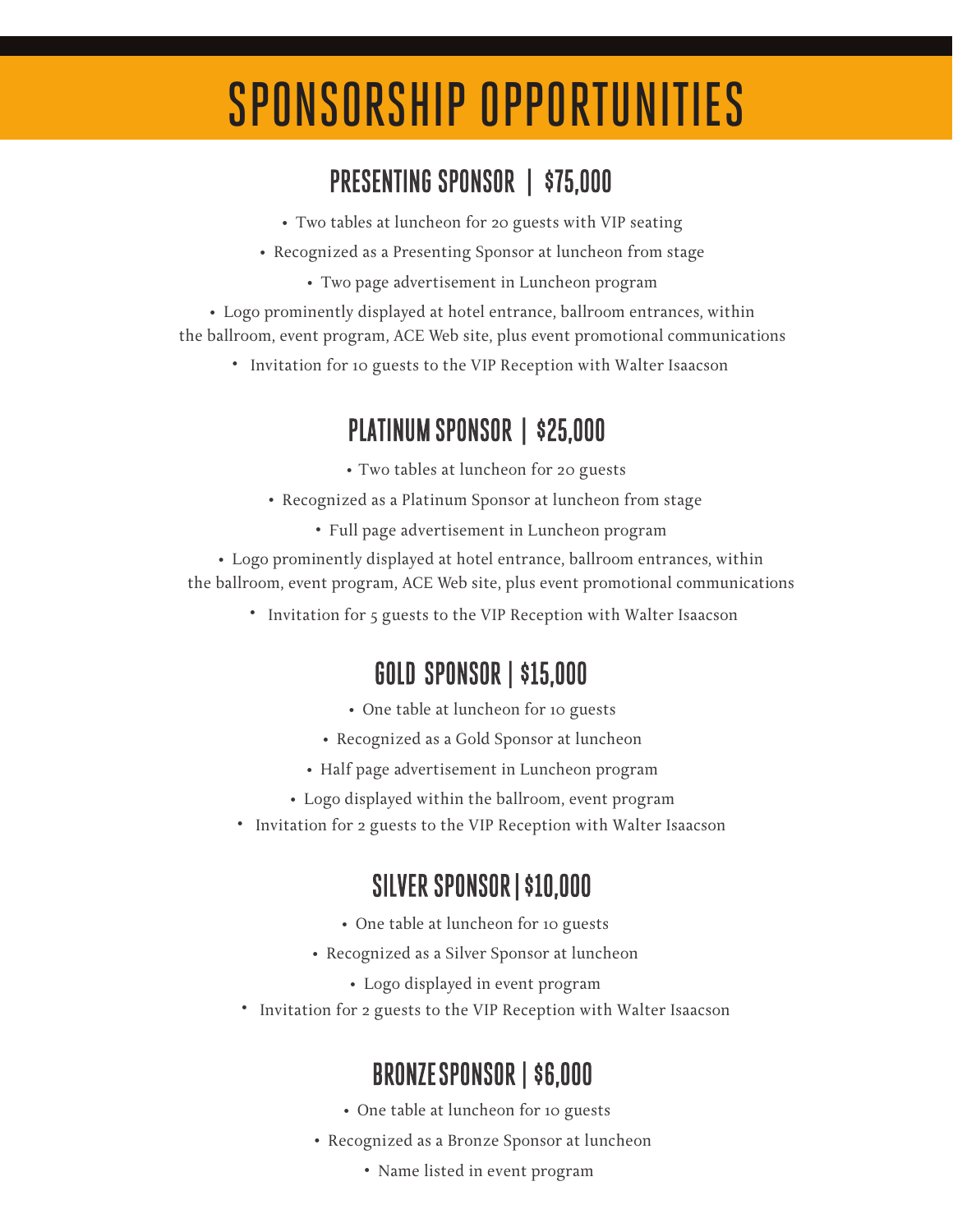# SPONSORSHIP OPPORTUNITIES

## PRESENTING SPONSOR | $75,000

- Two tables at luncheon for 20 guests with VIP seating
- Recognized as a Presenting Sponsor at luncheon from stage
- Two page advertisement in Luncheon program
- Logo prominently displayed at hotel entrance, ballroom entrances, within the ballroom, event program, ACE Web site, plus event promotional communications
- Invitation for 10 guests to the VIP Reception with Walter Isaacson

## PLATINUM SPONSOR | $25,000

- Two tables at luncheon for 20 guests
- Recognized as a Platinum Sponsor at luncheon from stage
- Full page advertisement in Luncheon program
- Logo prominently displayed at hotel entrance, ballroom entrances, within the ballroom, event program, ACE Web site, plus event promotional communications
- Invitation for 5 guests to the VIP Reception with Walter Isaacson

## GOLD SPONSOR | $15,000

- One table at luncheon for 10 guests
- Recognized as a Gold Sponsor at luncheon
- Half page advertisement in Luncheon program
- Logo displayed within the ballroom, event program
- Invitation for 2 guests to the VIP Reception with Walter Isaacson

## SILVER SPONSOR | $10,000

- One table at luncheon for 10 guests
- Recognized as a Silver Sponsor at luncheon
- Logo displayed in event program
- Invitation for 2 guests to the VIP Reception with Walter Isaacson

## BRONZE SPONSOR | $6,000

- One table at luncheon for 10 guests
- Recognized as a Bronze Sponsor at luncheon
- Name listed in event program